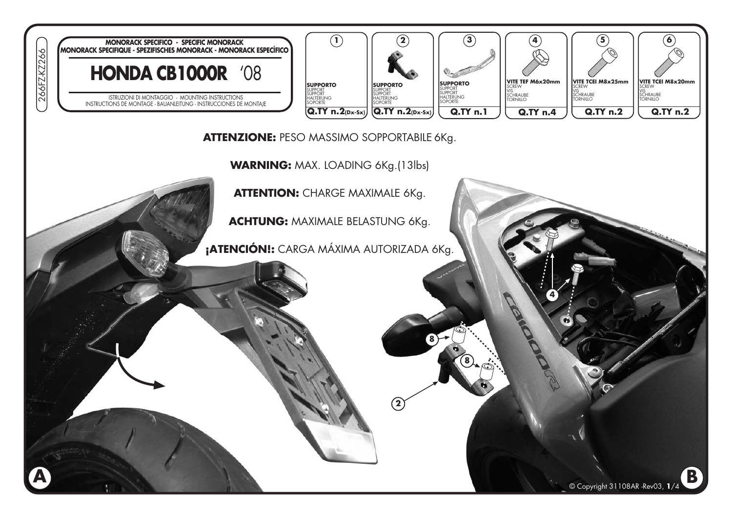266FZ-KZ2266

**MONORACK SPECIFICO - SPECIFIC MONORACK**
**MONORACK SPECIFIQUE - SPEZIFISCHES MONORACK - MONORACK ESPECÍFICO**

# HONDA CB1000R '08

ISTRUZIONI DI MONTAGGIO - MOUNTING INSTRUCTIONS
INSTRUCTIONS DE MONTAGE - BAUANLEITUNG - INSTRUCCIONES DE MONTAJE

| 1 | 2 | 3 | 4 | 5 | 6 |
|---|---|---|---|---|---|
| **SUPPORTO** SUPPORT SUPPORT HALTERUNG SOPORTE | **SUPPORTO** SUPPORT SUPPORT HALTERUNG SOPORTE | **SUPPORTO** SUPPORT SUPPORT HALTERUNG SOPORTE | **VITE TEF M6x20mm** SCREW VIS SCHRAUBE TORNILLO | **VITE TCEI M8x25mm** SCREW VIS SCHRAUBE TORNILLO | **VITE TCEI M8x20mm** SCREW VIS SCHRAUBE TORNILLO |
| **Q.TY n.2(Dx-Sx)** | **Q.TY n.2(Dx-Sx)** | **Q.TY n.1** | **Q.TY n.4** | **Q.TY n.2** | **Q.TY n.2** |

**ATTENZIONE:** PESO MASSIMO SOPPORTABILE 6Kg.

**WARNING:** MAX. LOADING 6Kg.(13lbs)

**ATTENTION:** CHARGE MAXIMALE 6Kg.

**ACHTUNG:** MAXIMALE BELASTUNG 6Kg.

**¡ATENCIÓN!:** CARGA MÁXIMA AUTORIZADA 6Kg.

A

B

© Copyright 31108AR -Rev03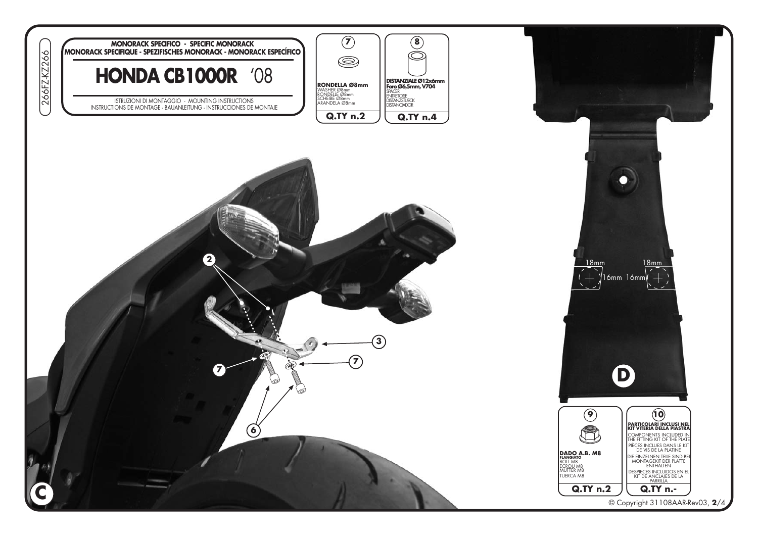266FZ-KZ266

**MONORACK SPECIFICO - SPECIFIC MONORACK**
**MONORACK SPECIFIQUE - SPEZIFISCHES MONORACK - MONORACK ESPECÍFICO**

# HONDA CB1000R '08

ISTRUZIONI DI MONTAGGIO - MOUNTING INSTRUCTIONS
INSTRUCTIONS DE MONTAGE - BAUANLEITUNG - INSTRUCCIONES DE MONTAJE

**7**
**RONDELLA Ø8mm**
WASHER Ø8mm
RONDELLE Ø8mm
SCHEIBE Ø8mm
ARANDELA Ø8mm
**Q.TY n.2**

**8**
**DISTANZIALE Ø12x6mm**
**Foro Ø6,5mm, V704**
SPACER
ENTRETOISE
DISTANZSTUECK
DISTANCIADOR
**Q.TY n.4**

2
3
7
7
6

C

18mm
16mm
18mm
16mm

D

**9**
**DADO A.B. M8**
**FLANGIATO**
BOLT M8
ECROU M8
MUTTER M8
TUERCA M8
**Q.TY n.2**

**10**
**PARTICOLARI INCLUSI NEL KIT VITERIA DELLA PIASTRA**
COMPONENTS INCLUDED IN THE FITTING KIT OF THE PLATE
PIÈCES INCLUES DANS LE KIT DE VIS DE LA PLATINE
DIE EINZELNEN TEILE SIND BEI MONTAGEKIT DER PLATTE ENTHALTEN
DESPIECES INCLUIDOS EN EL KIT DE ANCLAJES DE LA PARRILLA
**Q.TY n.-**

© Copyright 31108AAR-Rev03, **2**/4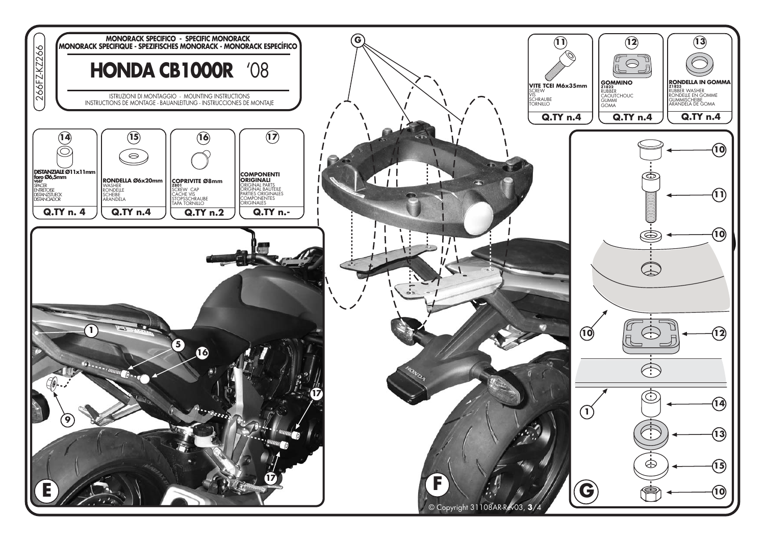266FZ-KZ266

# MONORACK SPECIFICO - SPECIFIC MONORACK
## MONORACK SPECIFIQUE - SPEZIFISCHES MONORACK - MONORACK ESPECÍFICO

# HONDA CB1000R '08

ISTRUZIONI DI MONTAGGIO - MOUNTING INSTRUCTIONS
INSTRUCTIONS DE MONTAGE - BAUANLEITUNG - INSTRUCCIONES DE MONTAJE

| 11 | 12 | 13 |
|---|---|---|
| **VITE TCEI M6x35mm** SCREW VIS SCHRAUBE TORNILLO | **GOMMINO** Z1822 RUBBER CAOUTCHOUC GUMMI GOMA | **RONDELLA IN GOMMA** Z1823 RUBBER WASHER RONDELLE EN GOMME GUMMISCHEIBE ARANDELA DE GOMA |
| Q.TY n.4 | Q.TY n.4 | Q.TY n.4 |

| 14 | 15 | 16 | 17 |
|---|---|---|---|
| **DISTANZIALE Ø11x11mm foro Ø6,5mm** V687 SPACER ENTRETOISE DISTANZSTUECK DISTANCIADOR | **RONDELLA Ø6x20mm** WASHER RONDELLE SCHEIBE ARANDELA | **COPRIVITE Ø8mm** Z801 SCREW CAP CACHE VIS STOPSSCHRAUBE TAPA TORNILLO | **COMPONENTI ORIGINALI** ORIGINAL PARTS ORIGINAL BAUTEILE PARTIES ORIGINALES COMPONENTES ORIGINALES |
| Q.TY n. 4 | Q.TY n.4 | Q.TY n.2 | Q.TY n.- |

E: 1, 5, 9, 16, 17

F: G

G: 10, 11, 10, 10, 12, 1, 14, 13, 15, 10

© Copyright 31108AR-Rev03, 3/4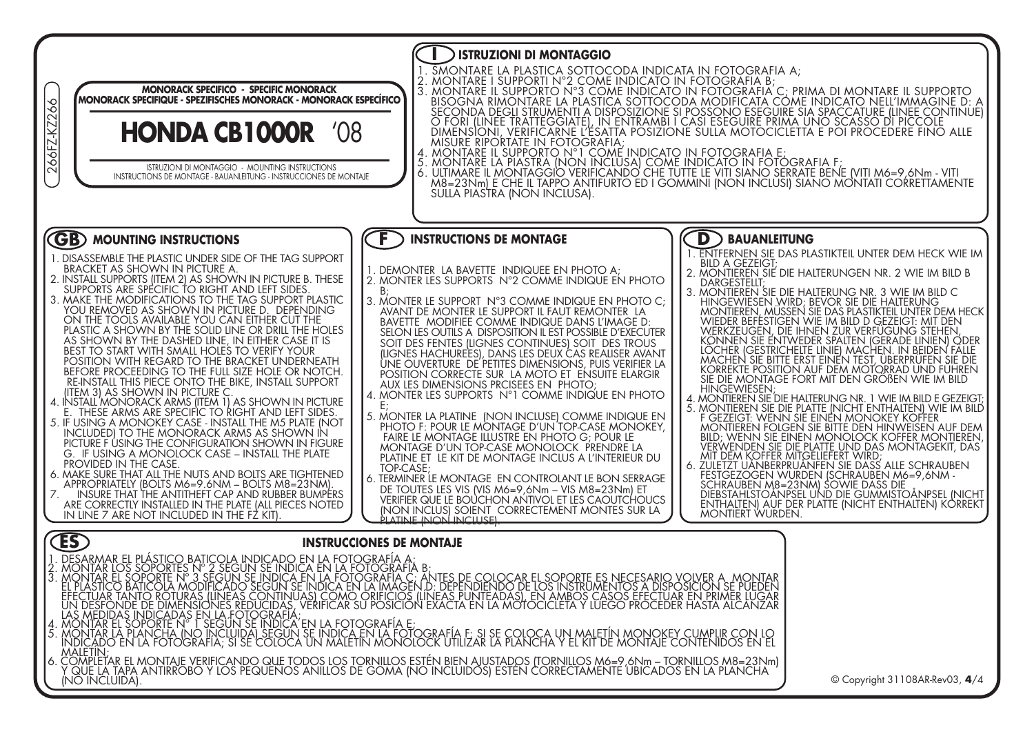266FZ-KZ266

**MONORACK SPECIFICO - SPECIFIC MONORACK**
**MONORACK SPECIFIQUE - SPEZIFISCHES MONORACK - MONORACK ESPECÍFICO**

# HONDA CB1000R '08

ISTRUZIONI DI MONTAGGIO - MOUNTING INSTRUCTIONS
INSTRUCTIONS DE MONTAGE - BAUANLEITUNG - INSTRUCCIONES DE MONTAJE

## I ISTRUZIONI DI MONTAGGIO

1. SMONTARE LA PLASTICA SOTTOCODA INDICATA IN FOTOGRAFIA A;
2. MONTARE I SUPPORTI N°2 COME INDICATO IN FOTOGRAFIA B;
3. MONTARE IL SUPPORTO N°3 COME INDICATO IN FOTOGRAFIA C; PRIMA DI MONTARE IL SUPPORTO BISOGNA RIMONTARE LA PLASTICA SOTTOCODA MODIFICATA COME INDICATO NELL'IMMAGINE D: A SECONDA DEGLI STRUMENTI A DISPOSIZIONE SI POSSONO ESEGUIRE SIA SPACCATURE (LINEE CONTINUE) O FORI (LINEE TRATTEGGIATE), IN ENTRAMBI I CASI ESEGUIRE PRIMA UNO SCASSO DI PICCOLE DIMENSIONI, VERIFICARNE L'ESATTA POSIZIONE SULLA MOTOCICLETTA E POI PROCEDERE FINO ALLE MISURE RIPORTATE IN FOTOGRAFIA;
4. MONTARE IL SUPPORTO N°1 COME INDICATO IN FOTOGRAFIA E;
5. MONTARE LA PIASTRA (NON INCLUSA) COME INDICATO IN FOTOGRAFIA F;
6. ULTIMARE IL MONTAGGIO VERIFICANDO CHE TUTTE LE VITI SIANO SERRATE BENE (VITI M6=9,6Nm - VITI M8=23Nm) E CHE IL TAPPO ANTIFURTO ED I GOMMINI (NON INCLUSI) SIANO MONTATI CORRETTAMENTE SULLA PIASTRA (NON INCLUSA).

## GB MOUNTING INSTRUCTIONS

1. DISASSEMBLE THE PLASTIC UNDER SIDE OF THE TAG SUPPORT BRACKET AS SHOWN IN PICTURE A.
2. INSTALL SUPPORTS (ITEM 2) AS SHOWN IN PICTURE B. THESE SUPPORTS ARE SPECIFIC TO RIGHT AND LEFT SIDES.
3. MAKE THE MODIFICATIONS TO THE TAG SUPPORT PLASTIC YOU REMOVED AS SHOWN IN PICTURE D. DEPENDING ON THE TOOLS AVAILABLE YOU CAN EITHER CUT THE PLASTIC A SHOWN BY THE SOLID LINE OR DRILL THE HOLES AS SHOWN BY THE DASHED LINE, IN EITHER CASE IT IS BEST TO START WITH SMALL HOLES TO VERIFY YOUR POSITION WITH REGARD TO THE BRACKET UNDERNEATH BEFORE PROCEEDING TO THE FULL SIZE HOLE OR NOTCH. RE-INSTALL THIS PIECE ONTO THE BIKE, INSTALL SUPPORT (ITEM 3) AS SHOWN IN PICTURE C.
4. INSTALL MONORACK ARMS (ITEM 1) AS SHOWN IN PICTURE E. THESE ARMS ARE SPECIFIC TO RIGHT AND LEFT SIDES.
5. IF USING A MONOKEY CASE - INSTALL THE M5 PLATE (NOT INCLUDED) TO THE MONORACK ARMS AS SHOWN IN PICTURE F USING THE CONFIGURATION SHOWN IN FIGURE G. IF USING A MONOLOCK CASE – INSTALL THE PLATE PROVIDED IN THE CASE.
6. MAKE SURE THAT ALL THE NUTS AND BOLTS ARE TIGHTENED APPROPRIATELY (BOLTS M6=9.6NM – BOLTS M8=23NM).
7. INSURE THAT THE ANTITHEFT CAP AND RUBBER BUMPERS ARE CORRECTLY INSTALLED IN THE PLATE (ALL PIECES NOTED IN LINE 7 ARE NOT INCLUDED IN THE FZ KIT).

## F INSTRUCTIONS DE MONTAGE

1. DEMONTER LA BAVETTE INDIQUEE EN PHOTO A;
2. MONTER LES SUPPORTS N°2 COMME INDIQUE EN PHOTO B;
3. MONTER LE SUPPORT N°3 COMME INDIQUE EN PHOTO C; AVANT DE MONTER LE SUPPORT IL FAUT REMONTER LA BAVETTE MODIFIEE COMME INDIQUE DANS L'IMAGE D: SELON LES OUTILS A DISPOSITION IL EST POSSIBLE D'EXECUTER SOIT DES FENTES (LIGNES CONTINUES) SOIT DES TROUS (LIGNES HACHUREES), DANS LES DEUX CAS REALISER AVANT UNE OUVERTURE DE PETITES DIMENSIONS, PUIS VERIFIER LA POSITION CORRECTE SUR LA MOTO ET ENSUITE ELARGIR AUX LES DIMENSIONS PRCISEES EN PHOTO;
4. MONTER LES SUPPORTS N°1 COMME INDIQUE EN PHOTO E;
5. MONTER LA PLATINE (NON INCLUSE) COMME INDIQUE EN PHOTO F: POUR LE MONTAGE D'UN TOP-CASE MONOKEY, FAIRE LE MONTAGE ILLUSTRE EN PHOTO G; POUR LE MONTAGE D'UN TOP-CASE MONOLOCK PRENDRE LA PLATINE ET LE KIT DE MONTAGE INCLUS A L'INTERIEUR DU TOP-CASE;
6. TERMINER LE MONTAGE EN CONTROLANT LE BON SERRAGE DE TOUTES LES VIS (VIS M6=9,6Nm – VIS M8=23Nm) ET VERIFIER QUE LE BOUCHON ANTIVOL ET LES CAOUTCHOUCS (NON INCLUS) SOIENT CORRECTEMENT MONTES SUR LA PLATINE (NON INCLUSE).

## D BAUANLEITUNG

1. ENTFERNEN SIE DAS PLASTIKTEIL UNTER DEM HECK WIE IM BILD A GEZEIGT;
2. MONTIEREN SIE DIE HALTERUNGEN NR. 2 WIE IM BILD B DARGESTELLT;
3. MONTIEREN SIE DIE HALTERUNG NR. 3 WIE IM BILD C HINGEWIESEN WIRD; BEVOR SIE DIE HALTERUNG MONTIEREN, MÜSSEN SIE DAS PLASTIKTEIL UNTER DEM HECK WIEDER BEFESTIGEN WIE IM BILD D GEZEIGT: MIT DEN WERKZEUGEN, DIE IHNEN ZUR VERFÜGUNG STEHEN, KÖNNEN SIE ENTWEDER SPALTEN (GERADE LINIEN) ODER LÖCHER (GESTRICHELTE LINIE) MACHEN. IN BEIDEN FÄLLE MACHEN SIE BITTE ERST EINEN TEST, ÜBERPRÜFEN SIE DIE KORREKTE POSITION AUF DEM MOTORRAD UND FÜHREN SIE DIE MONTAGE FORT MIT DEN GRÖßEN WIE IM BILD HINGEWIESEN;
4. MONTIEREN SIE DIE HALTERUNG NR. 1 WIE IM BILD E GEZEIGT;
5. MONTIEREN SIE DIE PLATTE (NICHT ENTHALTEN) WIE IM BILD F GEZEIGT: WENN SIE EINEN MONOKEY KOFFER MONTIEREN FOLGEN SIE BITTE DEN HINWEISEN AUF DEM BILD; WENN SIE EINEN MONOLOCK KOFFER MONTIEREN, VERWENDEN SIE DIE PLATTE UND DAS MONTAGEKIT, DAS MIT DEM KOFFER MITGELIEFERT WIRD;
6. ZULETZT UANBERPRUÄNFEN SIE DASS ALLE SCHRAUBEN FESTGEZOGEN WURDEN (SCHRAUBEN M6=9,6NM - SCHRAUBEN M8=23NM) SOWIE DASS DIE DIEBSTAHLSTOÄNPSEL UND DIE GUMMISTOÄNPSEL (NICHT ENTHALTEN) AUF DER PLATTE (NICHT ENTHALTEN) KORREKT MONTIERT WURDEN.

## ES INSTRUCCIONES DE MONTAJE

1. DESARMAR EL PLÁSTICO BATICOLA INDICADO EN LA FOTOGRAFÍA A;
2. MONTAR LOS SOPORTES Nº 2 SEGÚN SE INDICA EN LA FOTOGRAFÍA B;
3. MONTAR EL SOPORTE Nº 3 SEGÚN SE INDICA EN LA FOTOGRAFÍA C; ANTES DE COLOCAR EL SOPORTE ES NECESARIO VOLVER A MONTAR EL PLÁSTICO BATICOLA MODIFICADO SEGÚN SE INDICA EN LA IMAGEN D: DEPENDIENDO DE LOS INSTRUMENTOS A DISPOSICIÓN SE PUEDEN EFECTUAR TANTO ROTURAS (LÍNEAS CONTINUAS) COMO ORIFICIOS (LÍNEAS PUNTEADAS), EN AMBOS CASOS EFECTUAR EN PRIMER LUGAR UN DESFONDE DE DIMENSIONES REDUCIDAS, VERIFICAR SU POSICIÓN EXACTA EN LA MOTOCICLETA Y LUEGO PROCEDER HASTA ALCANZAR LAS MEDIDAS INDICADAS EN LA FOTOGRAFÍA;
4. MONTAR EL SOPORTE Nº 1 SEGÚN SE INDICA EN LA FOTOGRAFÍA E;
5. MONTAR LA PLANCHA (NO INCLUIDA) SEGÚN SE INDICA EN LA FOTOGRAFÍA F: SI SE COLOCA UN MALETÍN MONOKEY CUMPLIR CON LO INDICADO EN LA FOTOGRAFÍA; SI SE COLOCA UN MALETÍN MONOLOCK UTILIZAR LA PLANCHA Y EL KIT DE MONTAJE CONTENIDOS EN EL MALETÍN;
6. COMPLETAR EL MONTAJE VERIFICANDO QUE TODOS LOS TORNILLOS ESTÉN BIEN AJUSTADOS (TORNILLOS M6=9,6Nm – TORNILLOS M8=23Nm) Y QUE LA TAPA ANTIRROBO Y LOS PEQUEÑOS ANILLOS DE GOMA (NO INCLUIDOS) ESTÉN CORRECTAMENTE UBICADOS EN LA PLANCHA (NO INCLUIDA).

© Copyright 31108AR-Rev03